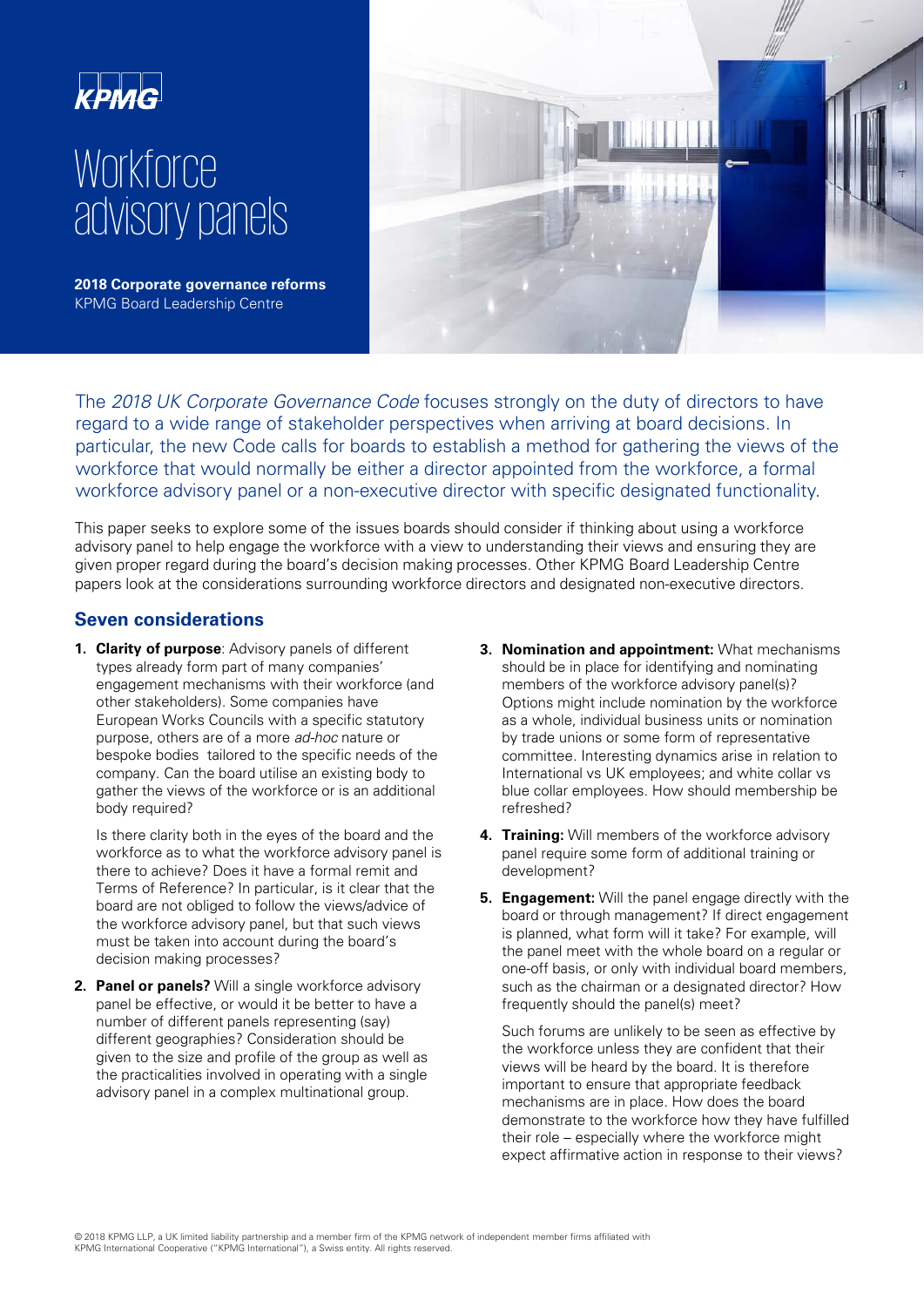# Workforce advisory panels

**2018 Corporate governance reforms**
KPMG Board Leadership Centre

The *2018 UK Corporate Governance Code* focuses strongly on the duty of directors to have regard to a wide range of stakeholder perspectives when arriving at board decisions. In particular, the new Code calls for boards to establish a method for gathering the views of the workforce that would normally be either a director appointed from the workforce, a formal workforce advisory panel or a non-executive director with specific designated functionality.

This paper seeks to explore some of the issues boards should consider if thinking about using a workforce advisory panel to help engage the workforce with a view to understanding their views and ensuring they are given proper regard during the board's decision making processes. Other KPMG Board Leadership Centre papers look at the considerations surrounding workforce directors and designated non-executive directors.

## Seven considerations

1. **Clarity of purpose**: Advisory panels of different types already form part of many companies' engagement mechanisms with their workforce (and other stakeholders). Some companies have European Works Councils with a specific statutory purpose, others are of a more *ad-hoc* nature or bespoke bodies tailored to the specific needs of the company. Can the board utilise an existing body to gather the views of the workforce or is an additional body required?

   Is there clarity both in the eyes of the board and the workforce as to what the workforce advisory panel is there to achieve? Does it have a formal remit and Terms of Reference? In particular, is it clear that the board are not obliged to follow the views/advice of the workforce advisory panel, but that such views must be taken into account during the board's decision making processes?

2. **Panel or panels?** Will a single workforce advisory panel be effective, or would it be better to have a number of different panels representing (say) different geographies? Consideration should be given to the size and profile of the group as well as the practicalities involved in operating with a single advisory panel in a complex multinational group.

3. **Nomination and appointment:** What mechanisms should be in place for identifying and nominating members of the workforce advisory panel(s)? Options might include nomination by the workforce as a whole, individual business units or nomination by trade unions or some form of representative committee. Interesting dynamics arise in relation to International vs UK employees; and white collar vs blue collar employees. How should membership be refreshed?

4. **Training:** Will members of the workforce advisory panel require some form of additional training or development?

5. **Engagement:** Will the panel engage directly with the board or through management? If direct engagement is planned, what form will it take? For example, will the panel meet with the whole board on a regular or one-off basis, or only with individual board members, such as the chairman or a designated director? How frequently should the panel(s) meet?

   Such forums are unlikely to be seen as effective by the workforce unless they are confident that their views will be heard by the board. It is therefore important to ensure that appropriate feedback mechanisms are in place. How does the board demonstrate to the workforce how they have fulfilled their role – especially where the workforce might expect affirmative action in response to their views?

© 2018 KPMG LLP, a UK limited liability partnership and a member firm of the KPMG network of independent member firms affiliated with KPMG International Cooperative ("KPMG International"), a Swiss entity. All rights reserved.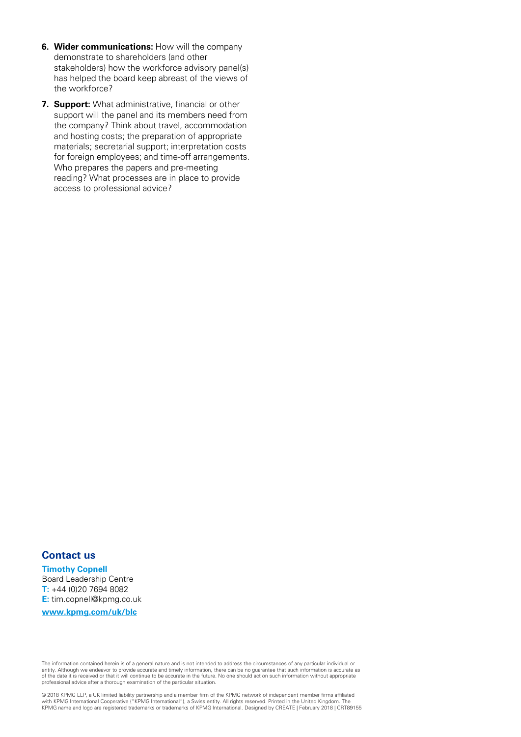6. **Wider communications:** How will the company demonstrate to shareholders (and other stakeholders) how the workforce advisory panel(s) has helped the board keep abreast of the views of the workforce?

7. **Support:** What administrative, financial or other support will the panel and its members need from the company? Think about travel, accommodation and hosting costs; the preparation of appropriate materials; secretarial support; interpretation costs for foreign employees; and time-off arrangements. Who prepares the papers and pre-meeting reading? What processes are in place to provide access to professional advice?

## Contact us

**Timothy Copnell**
Board Leadership Centre
**T:** +44 (0)20 7694 8082
**E:** tim.copnell@kpmg.co.uk

**www.kpmg.com/uk/blc**

The information contained herein is of a general nature and is not intended to address the circumstances of any particular individual or entity. Although we endeavor to provide accurate and timely information, there can be no guarantee that such information is accurate as of the date it is received or that it will continue to be accurate in the future. No one should act on such information without appropriate professional advice after a thorough examination of the particular situation.

© 2018 KPMG LLP, a UK limited liability partnership and a member firm of the KPMG network of independent member firms affiliated with KPMG International Cooperative ("KPMG International"), a Swiss entity. All rights reserved. Printed in the United Kingdom. The KPMG name and logo are registered trademarks or trademarks of KPMG International. Designed by CREATE | February 2018 | CRT89155